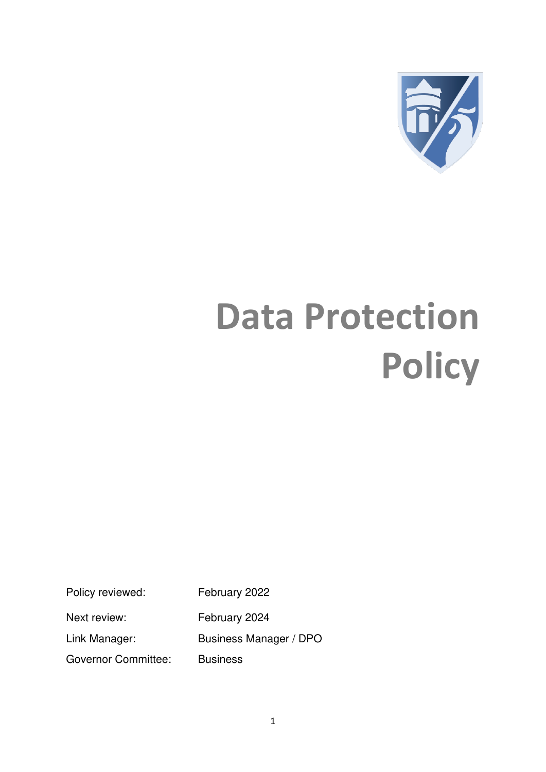# Data Protection Policy

| | |
|---|---|
| Policy reviewed: | February 2022 |
| Next review: | February 2024 |
| Link Manager: | Business Manager / DPO |
| Governor Committee: | Business |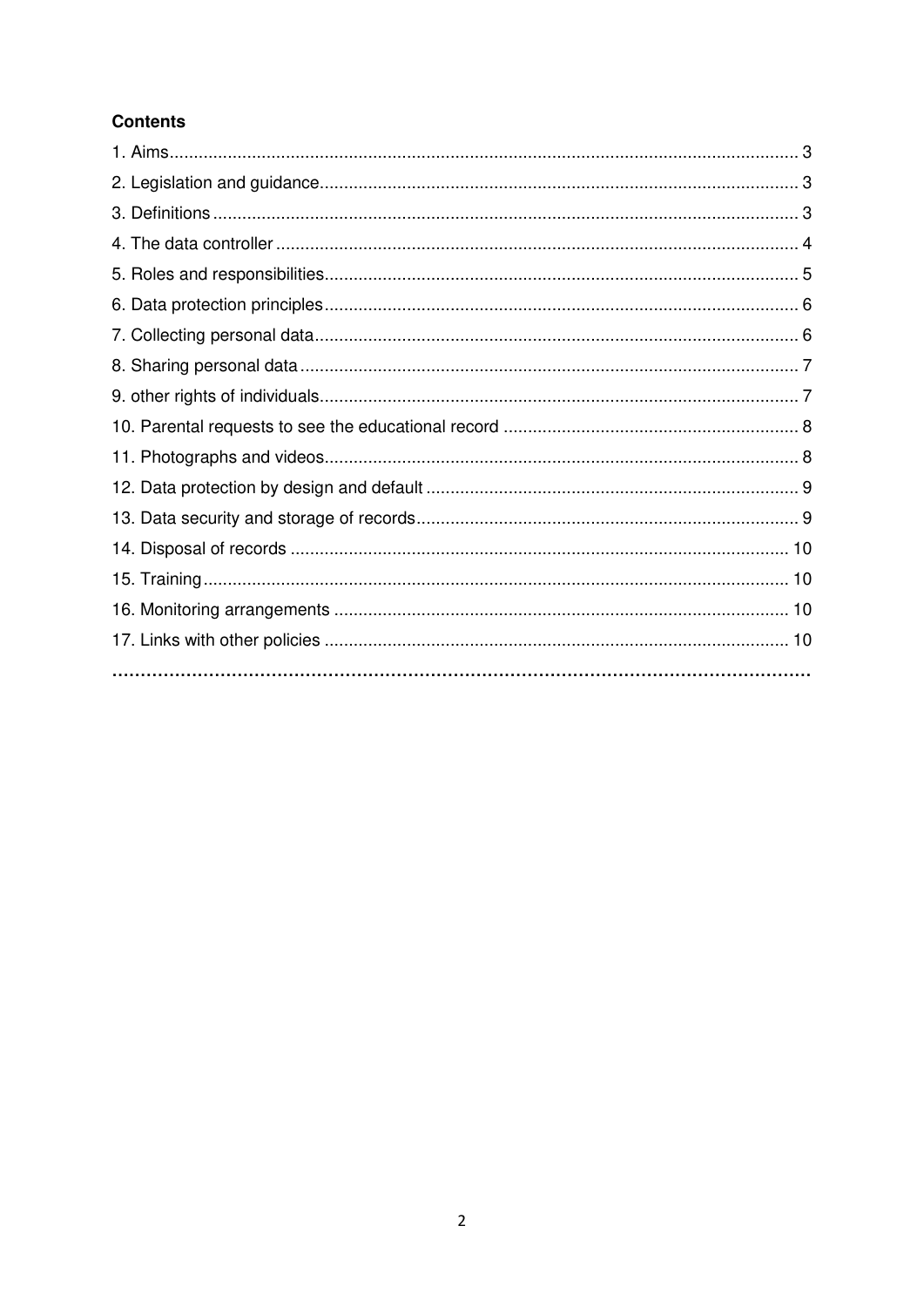**Contents**

1. Aims....................................................................................................................... 3
2. Legislation and guidance.................................................................................... 3
3. Definitions ........................................................................................................... 3
4. The data controller .............................................................................................. 4
5. Roles and responsibilities.................................................................................... 5
6. Data protection principles ................................................................................... 6
7. Collecting personal data...................................................................................... 6
8. Sharing personal data ......................................................................................... 7
9. other rights of individuals.................................................................................... 7
10. Parental requests to see the educational record ............................................. 8
11. Photographs and videos.................................................................................... 8
12. Data protection by design and default ............................................................. 9
13. Data security and storage of records............................................................... 9
14. Disposal of records ......................................................................................... 10
15. Training............................................................................................................ 10
16. Monitoring arrangements ............................................................................... 10
17. Links with other policies ................................................................................. 10

…………………………………………………………………………………………………………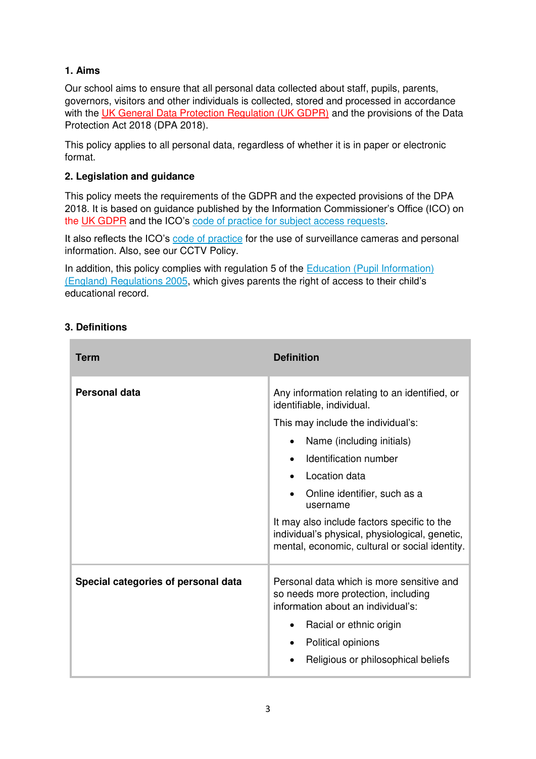## 1. Aims

Our school aims to ensure that all personal data collected about staff, pupils, parents, governors, visitors and other individuals is collected, stored and processed in accordance with the UK General Data Protection Regulation (UK GDPR) and the provisions of the Data Protection Act 2018 (DPA 2018).

This policy applies to all personal data, regardless of whether it is in paper or electronic format.

## 2. Legislation and guidance

This policy meets the requirements of the GDPR and the expected provisions of the DPA 2018. It is based on guidance published by the Information Commissioner's Office (ICO) on the UK GDPR and the ICO's code of practice for subject access requests.

It also reflects the ICO's code of practice for the use of surveillance cameras and personal information. Also, see our CCTV Policy.

In addition, this policy complies with regulation 5 of the Education (Pupil Information) (England) Regulations 2005, which gives parents the right of access to their child's educational record.

## 3. Definitions

| Term | Definition |
| --- | --- |
| **Personal data** | Any information relating to an identified, or identifiable, individual.<br>This may include the individual's:<br>• Name (including initials)<br>• Identification number<br>• Location data<br>• Online identifier, such as a username<br>It may also include factors specific to the individual's physical, physiological, genetic, mental, economic, cultural or social identity. |
| **Special categories of personal data** | Personal data which is more sensitive and so needs more protection, including information about an individual's:<br>• Racial or ethnic origin<br>• Political opinions<br>• Religious or philosophical beliefs |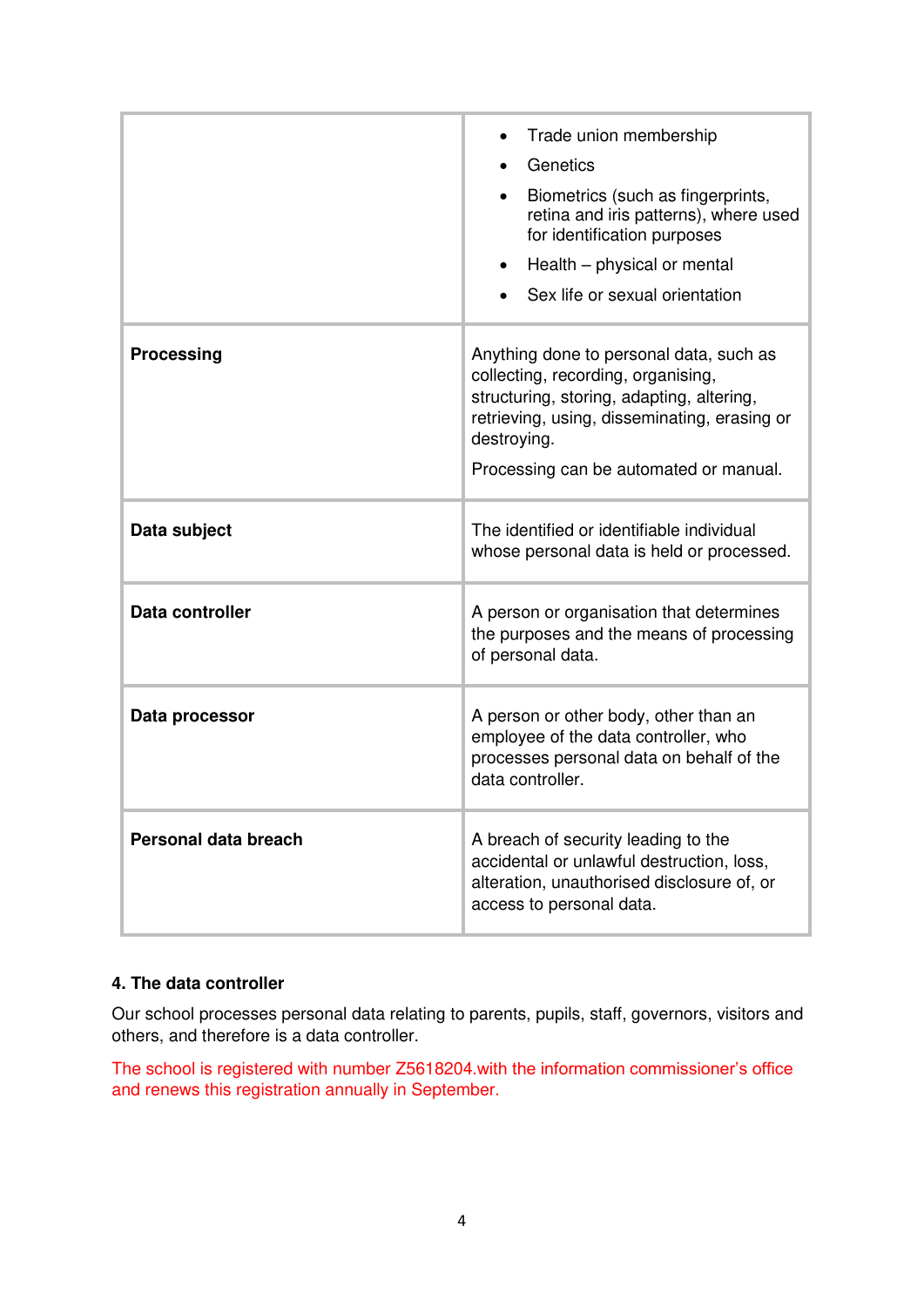| | |
|---|---|
| | • Trade union membership<br>• Genetics<br>• Biometrics (such as fingerprints, retina and iris patterns), where used for identification purposes<br>• Health – physical or mental<br>• Sex life or sexual orientation |
| **Processing** | Anything done to personal data, such as collecting, recording, organising, structuring, storing, adapting, altering, retrieving, using, disseminating, erasing or destroying.<br>Processing can be automated or manual. |
| **Data subject** | The identified or identifiable individual whose personal data is held or processed. |
| **Data controller** | A person or organisation that determines the purposes and the means of processing of personal data. |
| **Data processor** | A person or other body, other than an employee of the data controller, who processes personal data on behalf of the data controller. |
| **Personal data breach** | A breach of security leading to the accidental or unlawful destruction, loss, alteration, unauthorised disclosure of, or access to personal data. |

**4. The data controller**

Our school processes personal data relating to parents, pupils, staff, governors, visitors and others, and therefore is a data controller.

The school is registered with number Z5618204.with the information commissioner's office and renews this registration annually in September.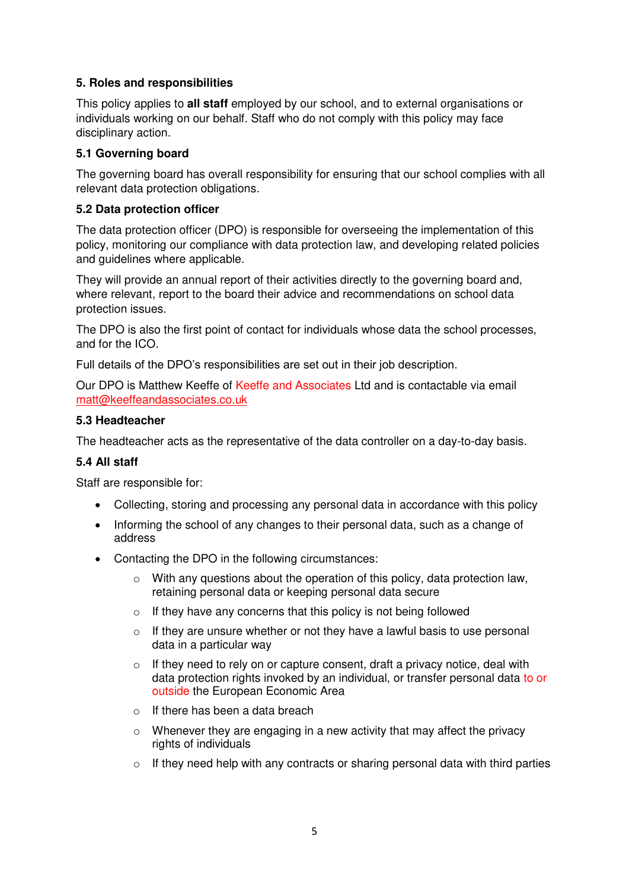## 5. Roles and responsibilities

This policy applies to **all staff** employed by our school, and to external organisations or individuals working on our behalf. Staff who do not comply with this policy may face disciplinary action.

### 5.1 Governing board

The governing board has overall responsibility for ensuring that our school complies with all relevant data protection obligations.

### 5.2 Data protection officer

The data protection officer (DPO) is responsible for overseeing the implementation of this policy, monitoring our compliance with data protection law, and developing related policies and guidelines where applicable.

They will provide an annual report of their activities directly to the governing board and, where relevant, report to the board their advice and recommendations on school data protection issues.

The DPO is also the first point of contact for individuals whose data the school processes, and for the ICO.

Full details of the DPO's responsibilities are set out in their job description.

Our DPO is Matthew Keeffe of Keeffe and Associates Ltd and is contactable via email matt@keeffeandassociates.co.uk

### 5.3 Headteacher

The headteacher acts as the representative of the data controller on a day-to-day basis.

### 5.4 All staff

Staff are responsible for:

- Collecting, storing and processing any personal data in accordance with this policy
- Informing the school of any changes to their personal data, such as a change of address
- Contacting the DPO in the following circumstances:
  - With any questions about the operation of this policy, data protection law, retaining personal data or keeping personal data secure
  - If they have any concerns that this policy is not being followed
  - If they are unsure whether or not they have a lawful basis to use personal data in a particular way
  - If they need to rely on or capture consent, draft a privacy notice, deal with data protection rights invoked by an individual, or transfer personal data to or outside the European Economic Area
  - If there has been a data breach
  - Whenever they are engaging in a new activity that may affect the privacy rights of individuals
  - If they need help with any contracts or sharing personal data with third parties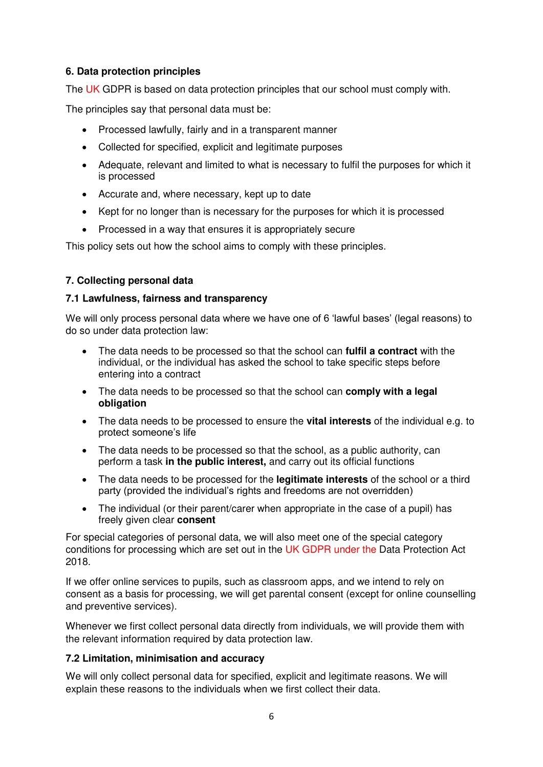### 6. Data protection principles

The UK GDPR is based on data protection principles that our school must comply with.

The principles say that personal data must be:

- Processed lawfully, fairly and in a transparent manner
- Collected for specified, explicit and legitimate purposes
- Adequate, relevant and limited to what is necessary to fulfil the purposes for which it is processed
- Accurate and, where necessary, kept up to date
- Kept for no longer than is necessary for the purposes for which it is processed
- Processed in a way that ensures it is appropriately secure

This policy sets out how the school aims to comply with these principles.

### 7. Collecting personal data

#### 7.1 Lawfulness, fairness and transparency

We will only process personal data where we have one of 6 'lawful bases' (legal reasons) to do so under data protection law:

- The data needs to be processed so that the school can **fulfil a contract** with the individual, or the individual has asked the school to take specific steps before entering into a contract
- The data needs to be processed so that the school can **comply with a legal obligation**
- The data needs to be processed to ensure the **vital interests** of the individual e.g. to protect someone's life
- The data needs to be processed so that the school, as a public authority, can perform a task **in the public interest,** and carry out its official functions
- The data needs to be processed for the **legitimate interests** of the school or a third party (provided the individual's rights and freedoms are not overridden)
- The individual (or their parent/carer when appropriate in the case of a pupil) has freely given clear **consent**

For special categories of personal data, we will also meet one of the special category conditions for processing which are set out in the UK GDPR under the Data Protection Act 2018.

If we offer online services to pupils, such as classroom apps, and we intend to rely on consent as a basis for processing, we will get parental consent (except for online counselling and preventive services).

Whenever we first collect personal data directly from individuals, we will provide them with the relevant information required by data protection law.

#### 7.2 Limitation, minimisation and accuracy

We will only collect personal data for specified, explicit and legitimate reasons. We will explain these reasons to the individuals when we first collect their data.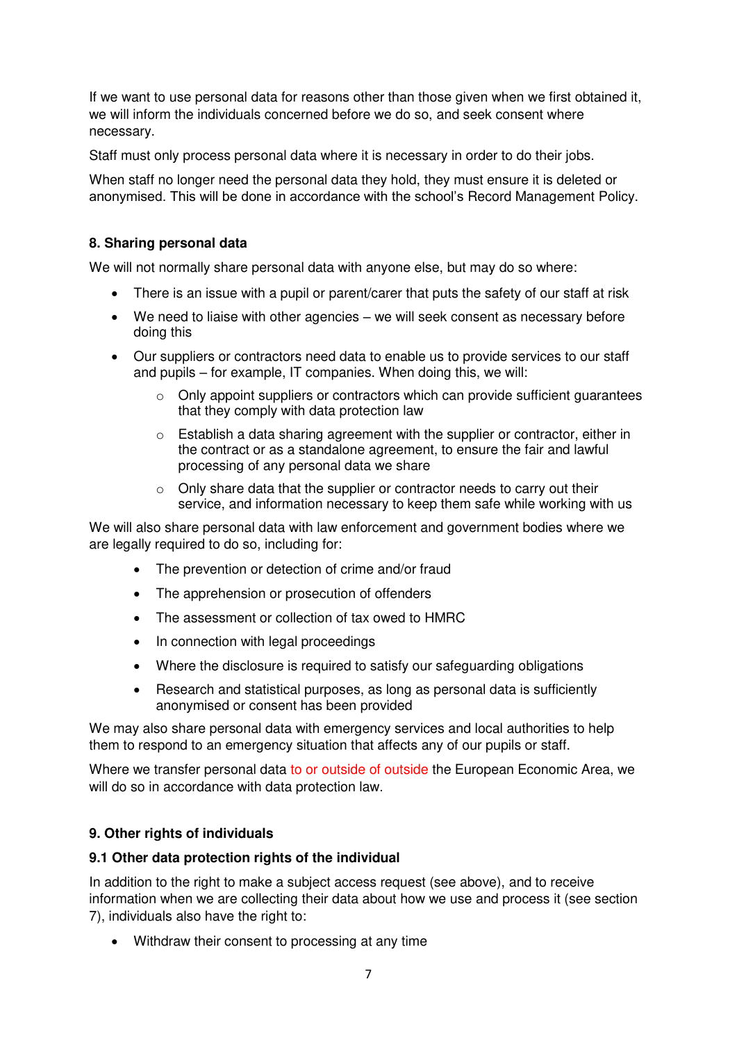If we want to use personal data for reasons other than those given when we first obtained it, we will inform the individuals concerned before we do so, and seek consent where necessary.

Staff must only process personal data where it is necessary in order to do their jobs.

When staff no longer need the personal data they hold, they must ensure it is deleted or anonymised. This will be done in accordance with the school's Record Management Policy.

### 8. Sharing personal data

We will not normally share personal data with anyone else, but may do so where:

- There is an issue with a pupil or parent/carer that puts the safety of our staff at risk
- We need to liaise with other agencies – we will seek consent as necessary before doing this
- Our suppliers or contractors need data to enable us to provide services to our staff and pupils – for example, IT companies. When doing this, we will:
  - Only appoint suppliers or contractors which can provide sufficient guarantees that they comply with data protection law
  - Establish a data sharing agreement with the supplier or contractor, either in the contract or as a standalone agreement, to ensure the fair and lawful processing of any personal data we share
  - Only share data that the supplier or contractor needs to carry out their service, and information necessary to keep them safe while working with us

We will also share personal data with law enforcement and government bodies where we are legally required to do so, including for:

- The prevention or detection of crime and/or fraud
- The apprehension or prosecution of offenders
- The assessment or collection of tax owed to HMRC
- In connection with legal proceedings
- Where the disclosure is required to satisfy our safeguarding obligations
- Research and statistical purposes, as long as personal data is sufficiently anonymised or consent has been provided

We may also share personal data with emergency services and local authorities to help them to respond to an emergency situation that affects any of our pupils or staff.

Where we transfer personal data to or outside of outside the European Economic Area, we will do so in accordance with data protection law.

### 9. Other rights of individuals

#### 9.1 Other data protection rights of the individual

In addition to the right to make a subject access request (see above), and to receive information when we are collecting their data about how we use and process it (see section 7), individuals also have the right to:

- Withdraw their consent to processing at any time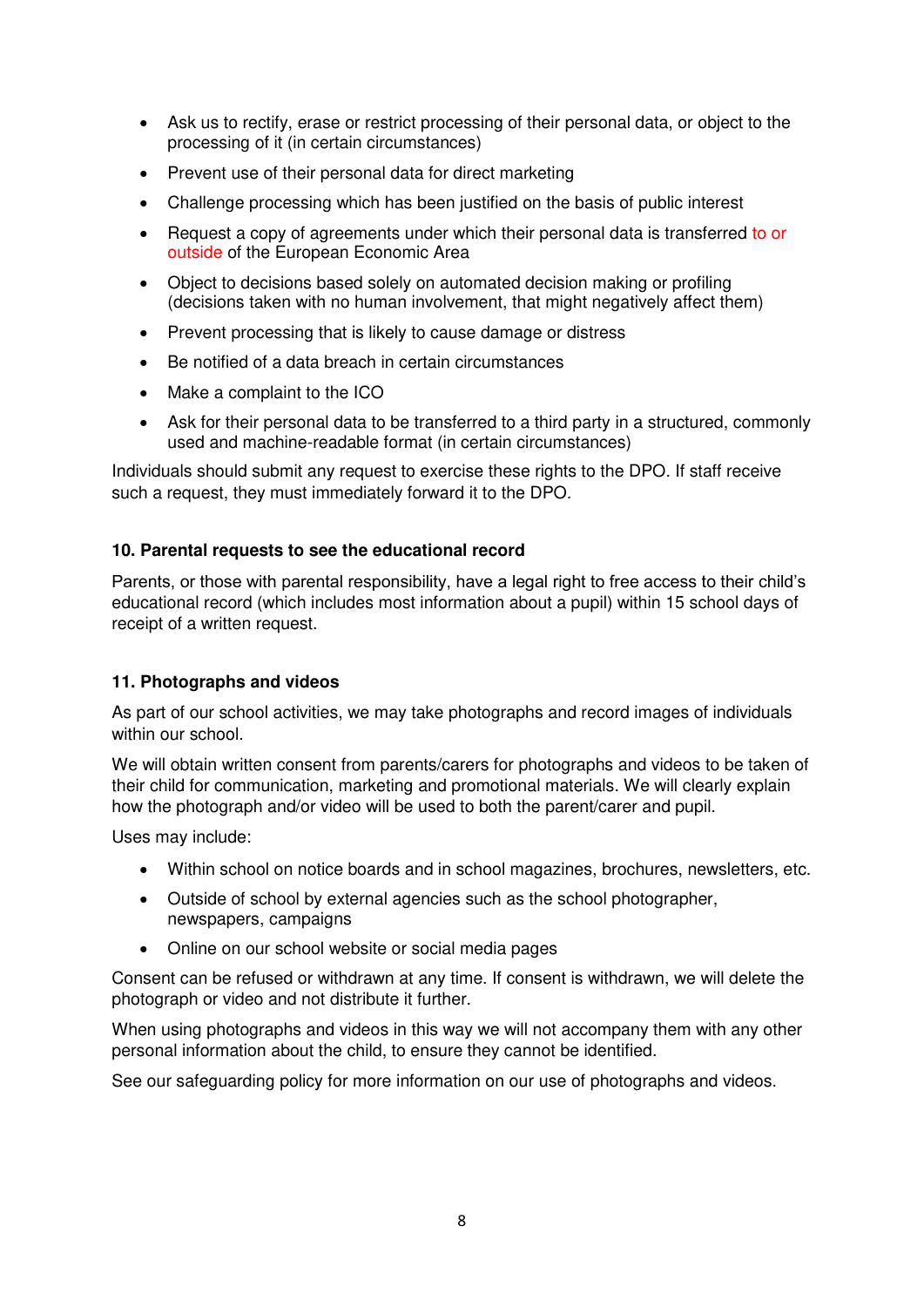- Ask us to rectify, erase or restrict processing of their personal data, or object to the processing of it (in certain circumstances)
- Prevent use of their personal data for direct marketing
- Challenge processing which has been justified on the basis of public interest
- Request a copy of agreements under which their personal data is transferred to or outside of the European Economic Area
- Object to decisions based solely on automated decision making or profiling (decisions taken with no human involvement, that might negatively affect them)
- Prevent processing that is likely to cause damage or distress
- Be notified of a data breach in certain circumstances
- Make a complaint to the ICO
- Ask for their personal data to be transferred to a third party in a structured, commonly used and machine-readable format (in certain circumstances)

Individuals should submit any request to exercise these rights to the DPO. If staff receive such a request, they must immediately forward it to the DPO.

**10. Parental requests to see the educational record**

Parents, or those with parental responsibility, have a legal right to free access to their child's educational record (which includes most information about a pupil) within 15 school days of receipt of a written request.

**11. Photographs and videos**

As part of our school activities, we may take photographs and record images of individuals within our school.

We will obtain written consent from parents/carers for photographs and videos to be taken of their child for communication, marketing and promotional materials. We will clearly explain how the photograph and/or video will be used to both the parent/carer and pupil.

Uses may include:

- Within school on notice boards and in school magazines, brochures, newsletters, etc.
- Outside of school by external agencies such as the school photographer, newspapers, campaigns
- Online on our school website or social media pages

Consent can be refused or withdrawn at any time. If consent is withdrawn, we will delete the photograph or video and not distribute it further.

When using photographs and videos in this way we will not accompany them with any other personal information about the child, to ensure they cannot be identified.

See our safeguarding policy for more information on our use of photographs and videos.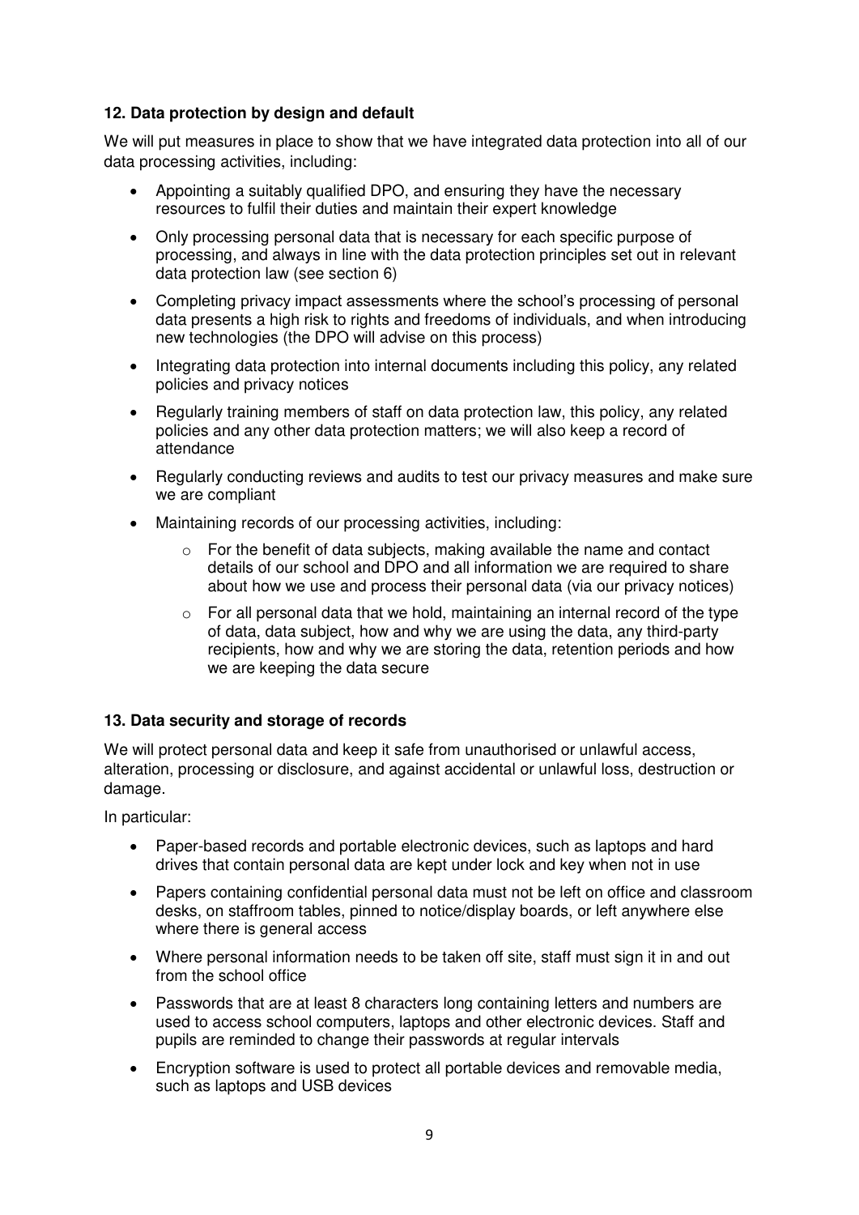**12. Data protection by design and default**

We will put measures in place to show that we have integrated data protection into all of our data processing activities, including:

- Appointing a suitably qualified DPO, and ensuring they have the necessary resources to fulfil their duties and maintain their expert knowledge
- Only processing personal data that is necessary for each specific purpose of processing, and always in line with the data protection principles set out in relevant data protection law (see section 6)
- Completing privacy impact assessments where the school's processing of personal data presents a high risk to rights and freedoms of individuals, and when introducing new technologies (the DPO will advise on this process)
- Integrating data protection into internal documents including this policy, any related policies and privacy notices
- Regularly training members of staff on data protection law, this policy, any related policies and any other data protection matters; we will also keep a record of attendance
- Regularly conducting reviews and audits to test our privacy measures and make sure we are compliant
- Maintaining records of our processing activities, including:
    - For the benefit of data subjects, making available the name and contact details of our school and DPO and all information we are required to share about how we use and process their personal data (via our privacy notices)
    - For all personal data that we hold, maintaining an internal record of the type of data, data subject, how and why we are using the data, any third-party recipients, how and why we are storing the data, retention periods and how we are keeping the data secure

**13. Data security and storage of records**

We will protect personal data and keep it safe from unauthorised or unlawful access, alteration, processing or disclosure, and against accidental or unlawful loss, destruction or damage.

In particular:

- Paper-based records and portable electronic devices, such as laptops and hard drives that contain personal data are kept under lock and key when not in use
- Papers containing confidential personal data must not be left on office and classroom desks, on staffroom tables, pinned to notice/display boards, or left anywhere else where there is general access
- Where personal information needs to be taken off site, staff must sign it in and out from the school office
- Passwords that are at least 8 characters long containing letters and numbers are used to access school computers, laptops and other electronic devices. Staff and pupils are reminded to change their passwords at regular intervals
- Encryption software is used to protect all portable devices and removable media, such as laptops and USB devices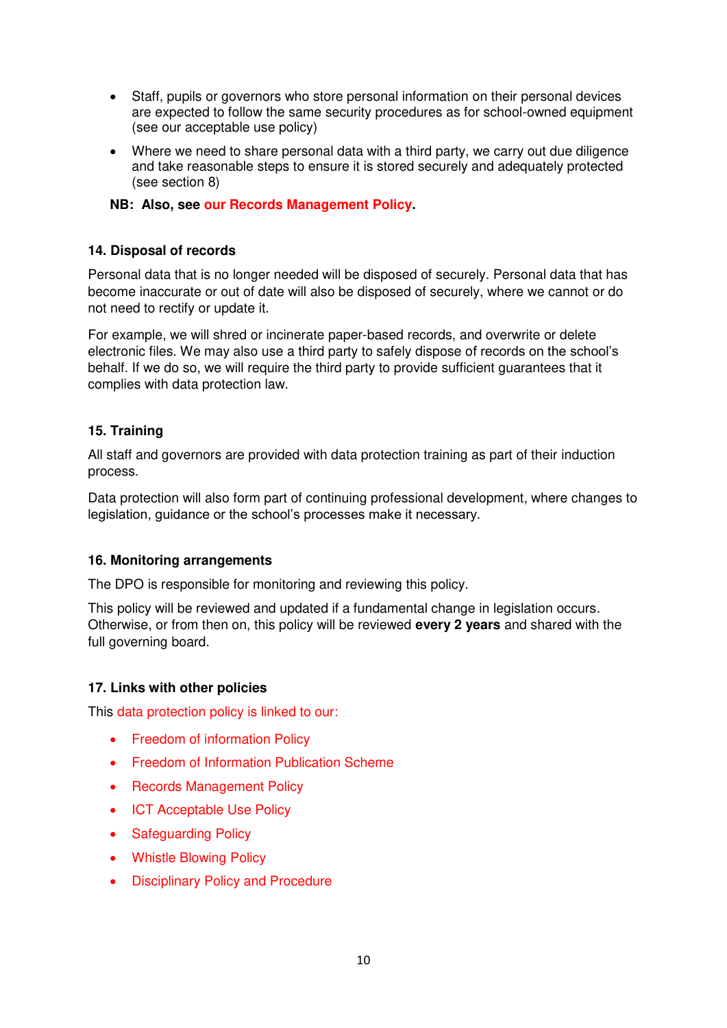- Staff, pupils or governors who store personal information on their personal devices are expected to follow the same security procedures as for school-owned equipment (see our acceptable use policy)
- Where we need to share personal data with a third party, we carry out due diligence and take reasonable steps to ensure it is stored securely and adequately protected (see section 8)

**NB: Also, see our Records Management Policy.**

## 14. Disposal of records

Personal data that is no longer needed will be disposed of securely. Personal data that has become inaccurate or out of date will also be disposed of securely, where we cannot or do not need to rectify or update it.

For example, we will shred or incinerate paper-based records, and overwrite or delete electronic files. We may also use a third party to safely dispose of records on the school's behalf. If we do so, we will require the third party to provide sufficient guarantees that it complies with data protection law.

## 15. Training

All staff and governors are provided with data protection training as part of their induction process.

Data protection will also form part of continuing professional development, where changes to legislation, guidance or the school's processes make it necessary.

## 16. Monitoring arrangements

The DPO is responsible for monitoring and reviewing this policy.

This policy will be reviewed and updated if a fundamental change in legislation occurs. Otherwise, or from then on, this policy will be reviewed **every 2 years** and shared with the full governing board.

## 17. Links with other policies

This data protection policy is linked to our:

- Freedom of information Policy
- Freedom of Information Publication Scheme
- Records Management Policy
- ICT Acceptable Use Policy
- Safeguarding Policy
- Whistle Blowing Policy
- Disciplinary Policy and Procedure